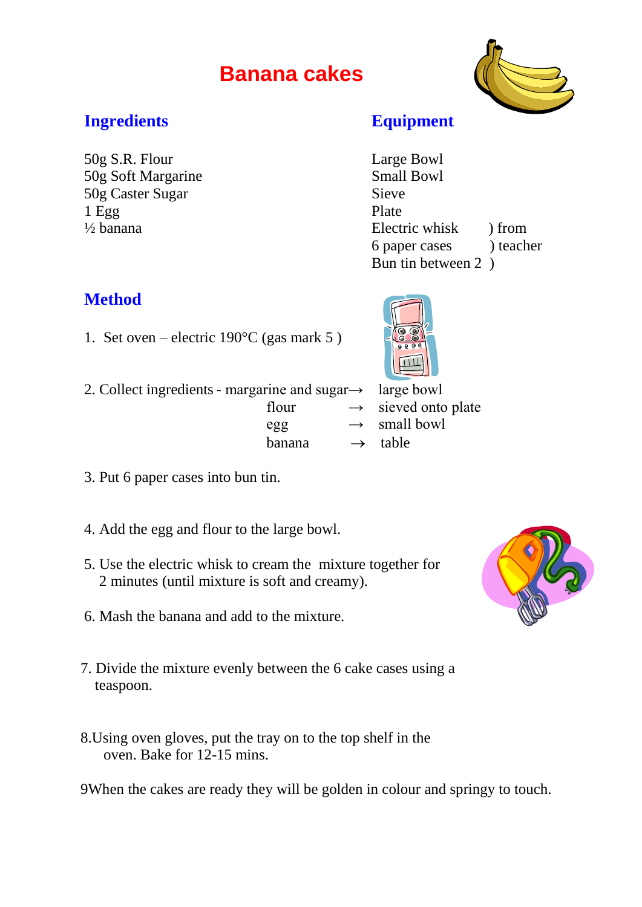# Banana cakes

## Ingredients

50g S.R. Flour
50g Soft Margarine
50g Caster Sugar
1 Egg
½ banana

## Equipment

Large Bowl
Small Bowl
Sieve
Plate
Electric whisk ) from
6 paper cases ) teacher
Bun tin between 2 )

## Method

1. Set oven – electric 190°C (gas mark 5 )

2. Collect ingredients - margarine and sugar → large bowl
   flour → sieved onto plate
   egg → small bowl
   banana → table

3. Put 6 paper cases into bun tin.

4. Add the egg and flour to the large bowl.

5. Use the electric whisk to cream the mixture together for 2 minutes (until mixture is soft and creamy).

6. Mash the banana and add to the mixture.

7. Divide the mixture evenly between the 6 cake cases using a teaspoon.

8. Using oven gloves, put the tray on to the top shelf in the oven. Bake for 12-15 mins.

9. When the cakes are ready they will be golden in colour and springy to touch.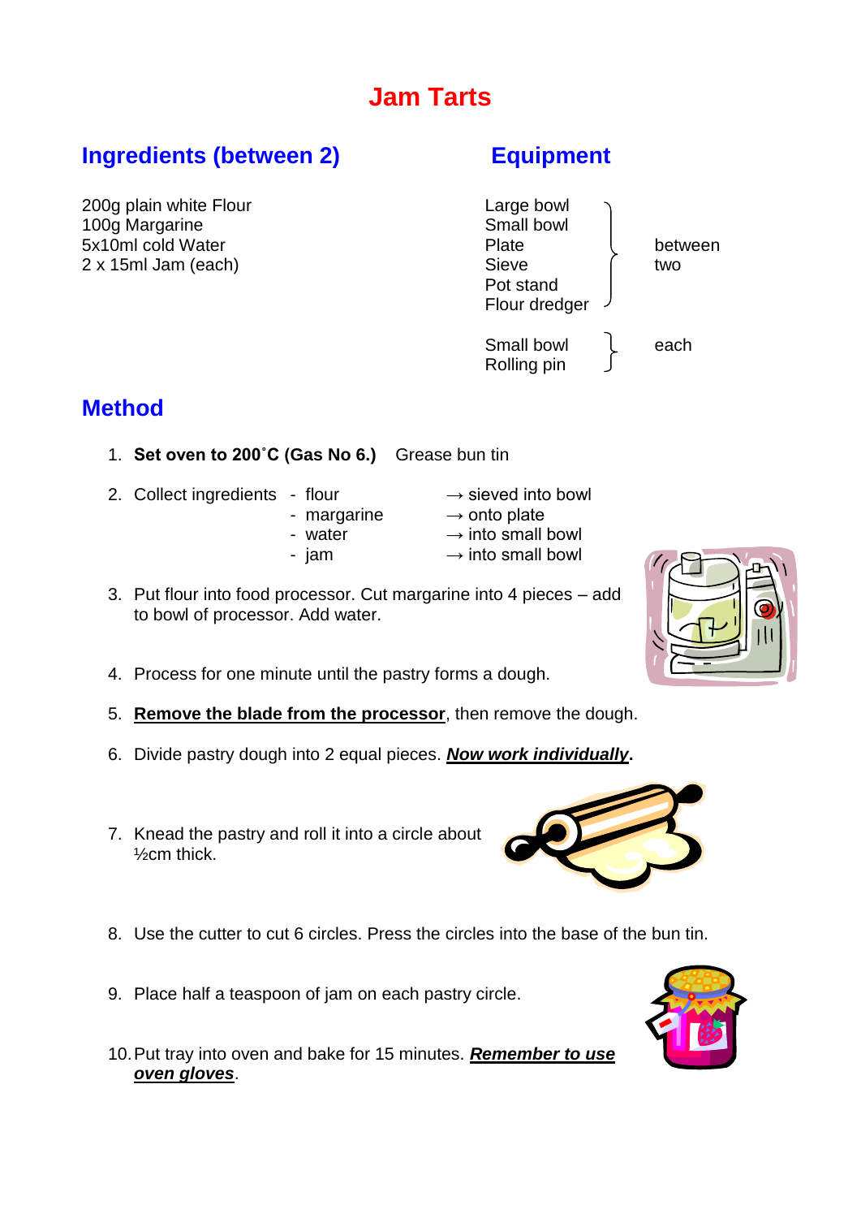# Jam Tarts

## Ingredients (between 2)

200g plain white Flour
100g Margarine
5x10ml cold Water
2 x 15ml Jam (each)

## Equipment

| Equipment | |
|---|---|
| Large bowl, Small bowl, Plate, Sieve, Pot stand, Flour dredger | between two |
| Small bowl, Rolling pin | each |

## Method

1. **Set oven to 200˚C (Gas No 6.)** Grease bun tin
2. Collect ingredients
   - flour → sieved into bowl
   - margarine → onto plate
   - water → into small bowl
   - jam → into small bowl
3. Put flour into food processor. Cut margarine into 4 pieces – add to bowl of processor. Add water.
4. Process for one minute until the pastry forms a dough.
5. **Remove the blade from the processor**, then remove the dough.
6. Divide pastry dough into 2 equal pieces. ***Now work individually*.**
7. Knead the pastry and roll it into a circle about ½cm thick.
8. Use the cutter to cut 6 circles. Press the circles into the base of the bun tin.
9. Place half a teaspoon of jam on each pastry circle.
10. Put tray into oven and bake for 15 minutes. ***Remember to use oven gloves***.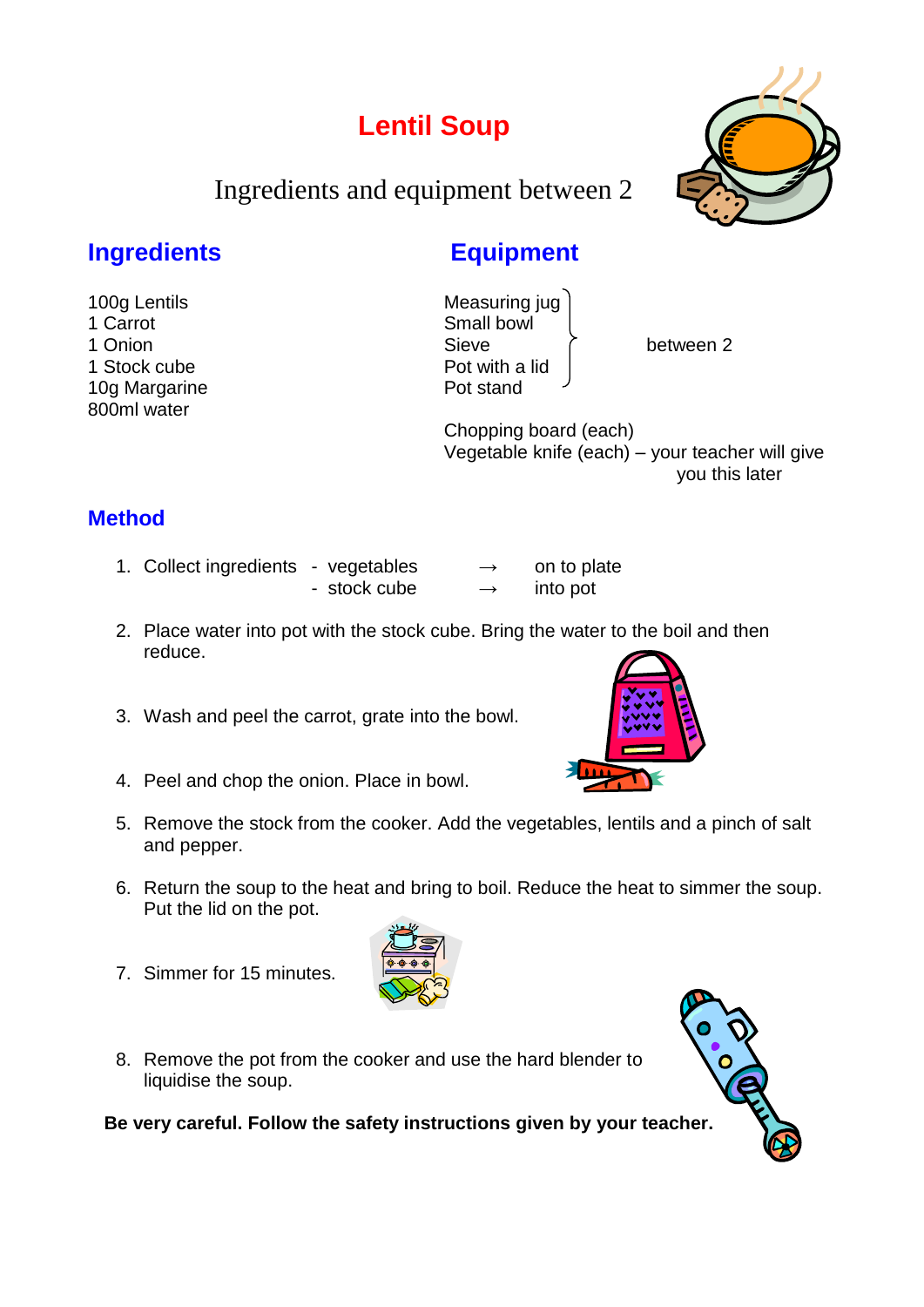# Lentil Soup

Ingredients and equipment between 2

## Ingredients

100g Lentils
1 Carrot
1 Onion
1 Stock cube
10g Margarine
800ml water

## Equipment

Measuring jug
Small bowl
Sieve
Pot with a lid
Pot stand

} between 2

Chopping board (each)
Vegetable knife (each) – your teacher will give you this later

## Method

1. Collect ingredients
   - vegetables → on to plate
   - stock cube → into pot
2. Place water into pot with the stock cube. Bring the water to the boil and then reduce.
3. Wash and peel the carrot, grate into the bowl.
4. Peel and chop the onion. Place in bowl.
5. Remove the stock from the cooker. Add the vegetables, lentils and a pinch of salt and pepper.
6. Return the soup to the heat and bring to boil. Reduce the heat to simmer the soup. Put the lid on the pot.
7. Simmer for 15 minutes.
8. Remove the pot from the cooker and use the hard blender to liquidise the soup.

**Be very careful. Follow the safety instructions given by your teacher.**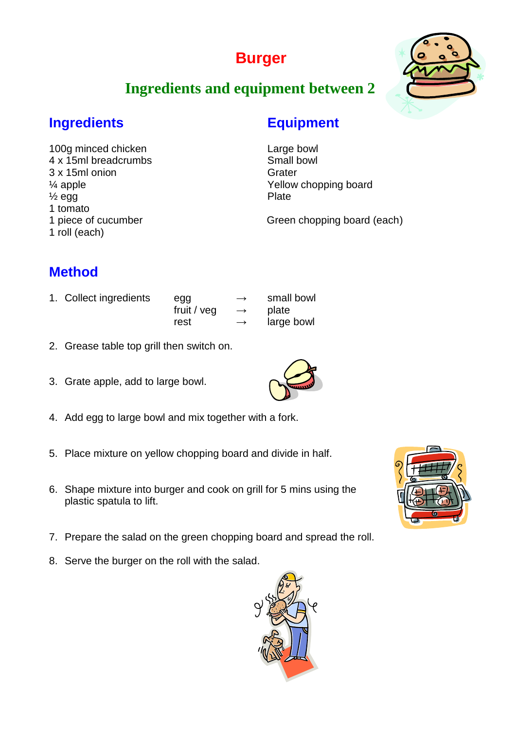# Burger

## Ingredients and equipment between 2

### Ingredients

100g minced chicken
4 x 15ml breadcrumbs
3 x 15ml onion
¼ apple
½ egg
1 tomato
1 piece of cucumber
1 roll (each)

### Equipment

Large bowl
Small bowl
Grater
Yellow chopping board
Plate

Green chopping board (each)

### Method

1. Collect ingredients

| | | |
|---|---|---|
| egg | → | small bowl |
| fruit / veg | → | plate |
| rest | → | large bowl |

2. Grease table top grill then switch on.
3. Grate apple, add to large bowl.
4. Add egg to large bowl and mix together with a fork.
5. Place mixture on yellow chopping board and divide in half.
6. Shape mixture into burger and cook on grill for 5 mins using the plastic spatula to lift.
7. Prepare the salad on the green chopping board and spread the roll.
8. Serve the burger on the roll with the salad.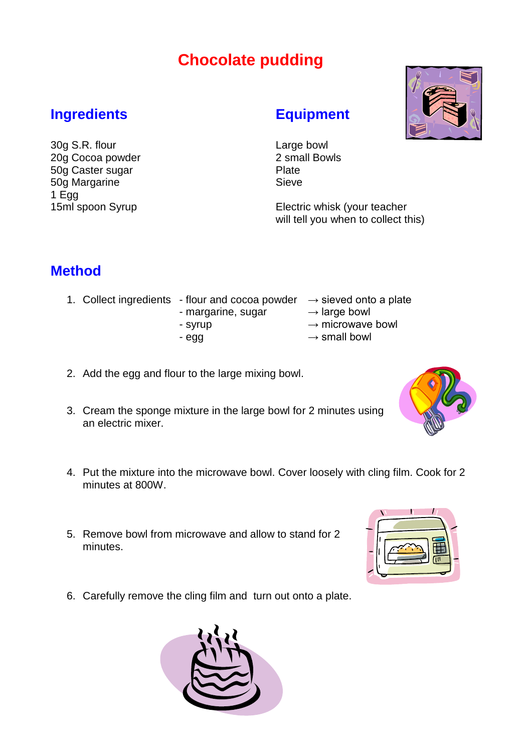# Chocolate pudding

## Ingredients

30g S.R. flour
20g Cocoa powder
50g Caster sugar
50g Margarine
1 Egg
15ml spoon Syrup

## Equipment

Large bowl
2 small Bowls
Plate
Sieve

Electric whisk (your teacher will tell you when to collect this)

## Method

1. Collect ingredients
   - flour and cocoa powder → sieved onto a plate
   - margarine, sugar → large bowl
   - syrup → microwave bowl
   - egg → small bowl

2. Add the egg and flour to the large mixing bowl.

3. Cream the sponge mixture in the large bowl for 2 minutes using an electric mixer.

4. Put the mixture into the microwave bowl. Cover loosely with cling film. Cook for 2 minutes at 800W.

5. Remove bowl from microwave and allow to stand for 2 minutes.

6. Carefully remove the cling film and turn out onto a plate.